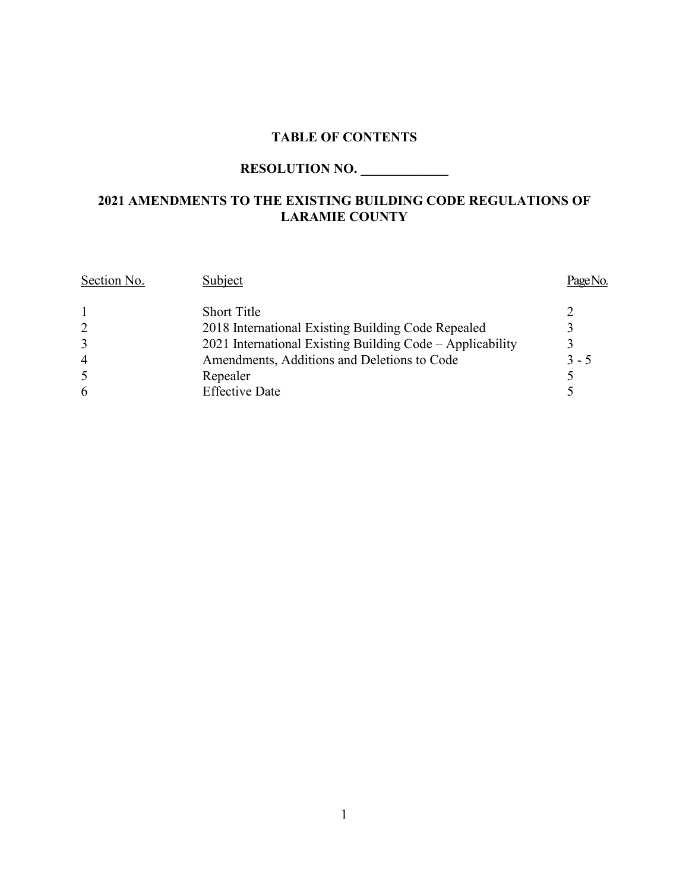## TABLE OF CONTENTS

## RESOLUTION NO. _____________

## 2021 AMENDMENTS TO THE EXISTING BUILDING CODE REGULATIONS OF LARAMIE COUNTY

| Section No. | Subject | Page No. |
|---|---|---|
| 1 | Short Title | 2 |
| 2 | 2018 International Existing Building Code Repealed | 3 |
| 3 | 2021 International Existing Building Code – Applicability | 3 |
| 4 | Amendments, Additions and Deletions to Code | 3 - 5 |
| 5 | Repealer | 5 |
| 6 | Effective Date | 5 |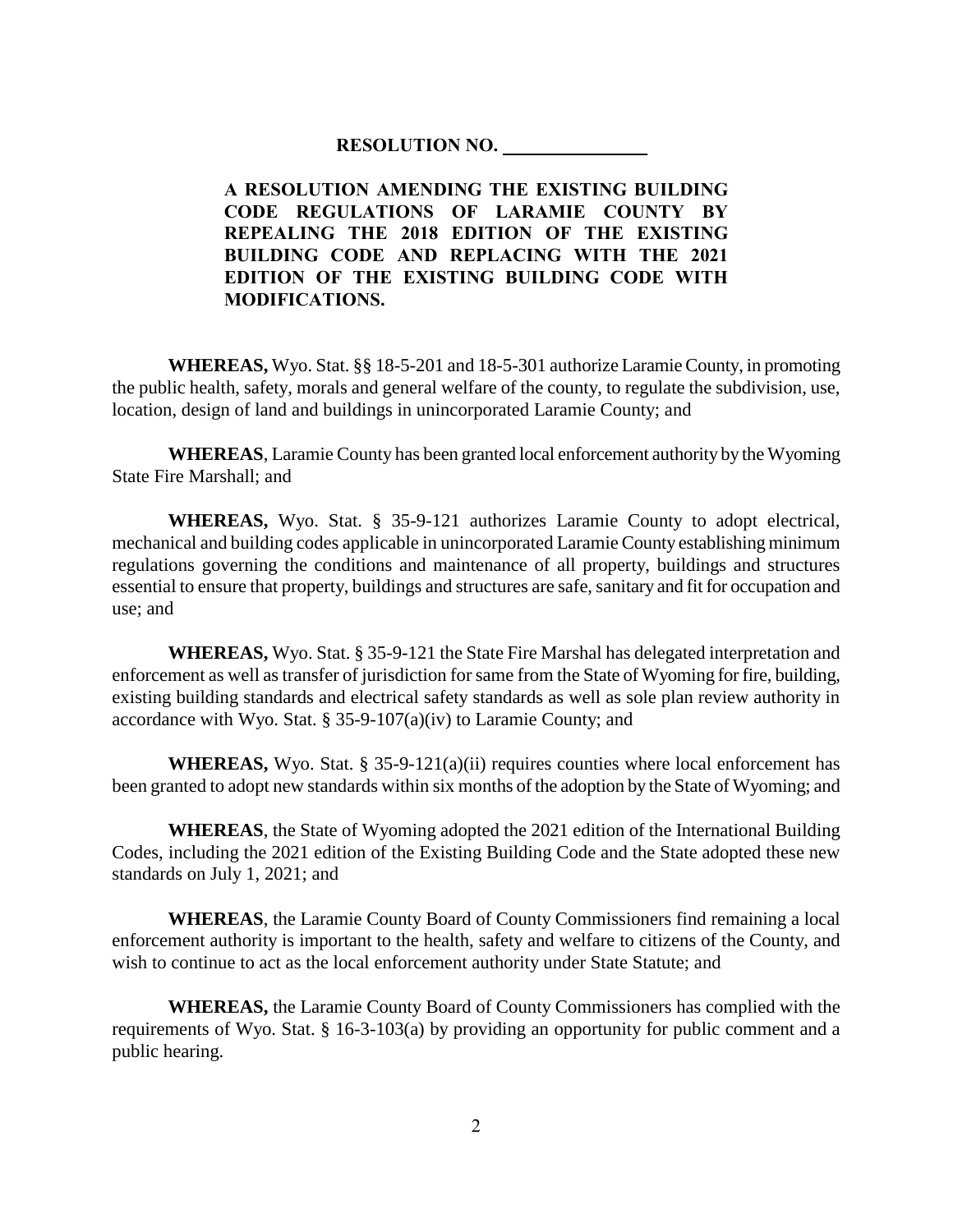**RESOLUTION NO. ______________**

**A RESOLUTION AMENDING THE EXISTING BUILDING CODE REGULATIONS OF LARAMIE COUNTY BY REPEALING THE 2018 EDITION OF THE EXISTING BUILDING CODE AND REPLACING WITH THE 2021 EDITION OF THE EXISTING BUILDING CODE WITH MODIFICATIONS.**

**WHEREAS,** Wyo. Stat. §§ 18-5-201 and 18-5-301 authorize Laramie County, in promoting the public health, safety, morals and general welfare of the county, to regulate the subdivision, use, location, design of land and buildings in unincorporated Laramie County; and

**WHEREAS**, Laramie County has been granted local enforcement authority by the Wyoming State Fire Marshall; and

**WHEREAS,** Wyo. Stat. § 35-9-121 authorizes Laramie County to adopt electrical, mechanical and building codes applicable in unincorporated Laramie County establishing minimum regulations governing the conditions and maintenance of all property, buildings and structures essential to ensure that property, buildings and structures are safe, sanitary and fit for occupation and use; and

**WHEREAS,** Wyo. Stat. § 35-9-121 the State Fire Marshal has delegated interpretation and enforcement as well as transfer of jurisdiction for same from the State of Wyoming for fire, building, existing building standards and electrical safety standards as well as sole plan review authority in accordance with Wyo. Stat. § 35-9-107(a)(iv) to Laramie County; and

**WHEREAS,** Wyo. Stat. § 35-9-121(a)(ii) requires counties where local enforcement has been granted to adopt new standards within six months of the adoption by the State of Wyoming; and

**WHEREAS**, the State of Wyoming adopted the 2021 edition of the International Building Codes, including the 2021 edition of the Existing Building Code and the State adopted these new standards on July 1, 2021; and

**WHEREAS**, the Laramie County Board of County Commissioners find remaining a local enforcement authority is important to the health, safety and welfare to citizens of the County, and wish to continue to act as the local enforcement authority under State Statute; and

**WHEREAS,** the Laramie County Board of County Commissioners has complied with the requirements of Wyo. Stat. § 16-3-103(a) by providing an opportunity for public comment and a public hearing.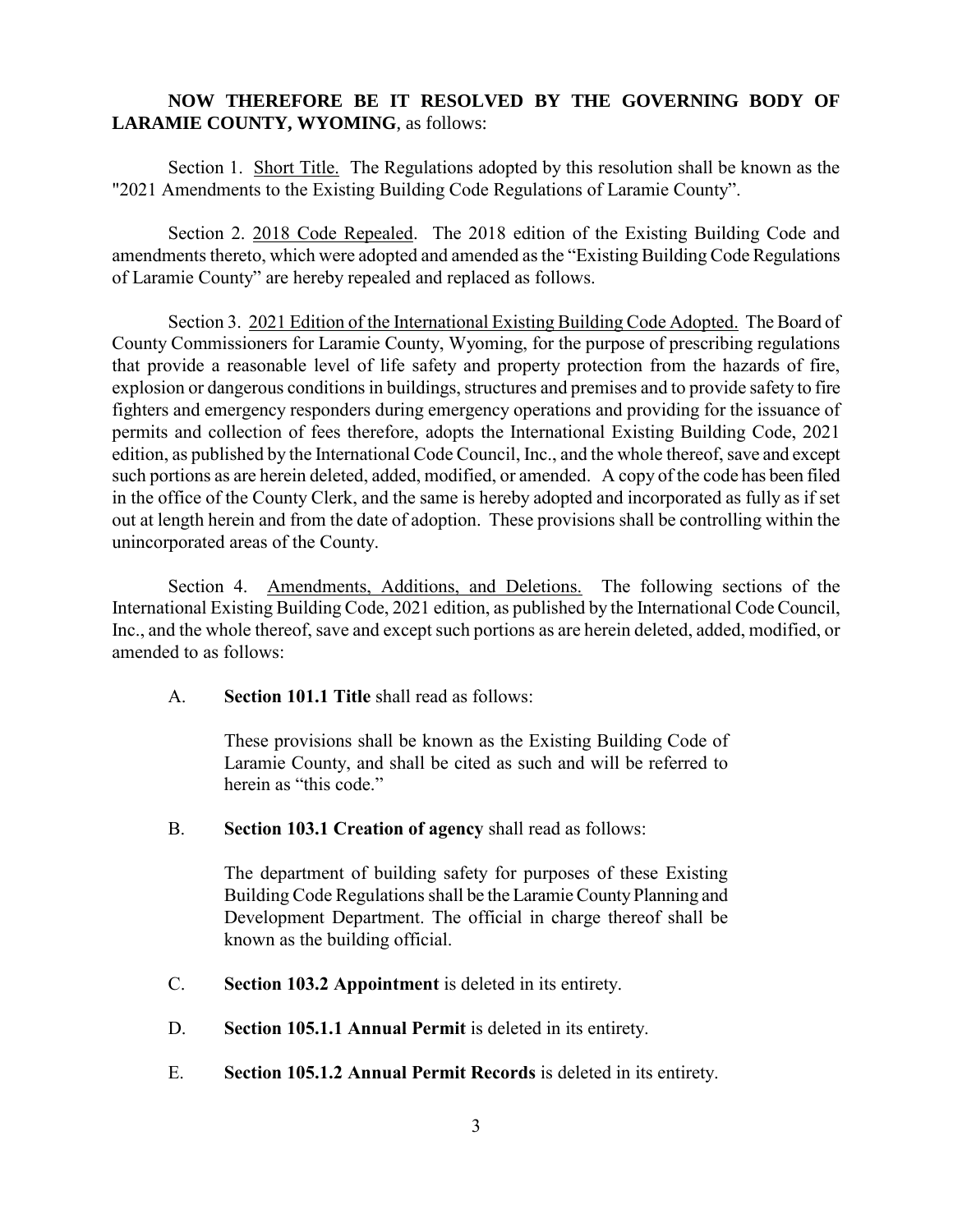**NOW THEREFORE BE IT RESOLVED BY THE GOVERNING BODY OF LARAMIE COUNTY, WYOMING**, as follows:

Section 1. Short Title. The Regulations adopted by this resolution shall be known as the "2021 Amendments to the Existing Building Code Regulations of Laramie County".

Section 2. 2018 Code Repealed. The 2018 edition of the Existing Building Code and amendments thereto, which were adopted and amended as the "Existing Building Code Regulations of Laramie County" are hereby repealed and replaced as follows.

Section 3. 2021 Edition of the International Existing Building Code Adopted. The Board of County Commissioners for Laramie County, Wyoming, for the purpose of prescribing regulations that provide a reasonable level of life safety and property protection from the hazards of fire, explosion or dangerous conditions in buildings, structures and premises and to provide safety to fire fighters and emergency responders during emergency operations and providing for the issuance of permits and collection of fees therefore, adopts the International Existing Building Code, 2021 edition, as published by the International Code Council, Inc., and the whole thereof, save and except such portions as are herein deleted, added, modified, or amended. A copy of the code has been filed in the office of the County Clerk, and the same is hereby adopted and incorporated as fully as if set out at length herein and from the date of adoption. These provisions shall be controlling within the unincorporated areas of the County.

Section 4. Amendments, Additions, and Deletions. The following sections of the International Existing Building Code, 2021 edition, as published by the International Code Council, Inc., and the whole thereof, save and except such portions as are herein deleted, added, modified, or amended to as follows:

A. **Section 101.1 Title** shall read as follows:

> These provisions shall be known as the Existing Building Code of Laramie County, and shall be cited as such and will be referred to herein as "this code."

B. **Section 103.1 Creation of agency** shall read as follows:

> The department of building safety for purposes of these Existing Building Code Regulations shall be the Laramie County Planning and Development Department. The official in charge thereof shall be known as the building official.

C. **Section 103.2 Appointment** is deleted in its entirety.

D. **Section 105.1.1 Annual Permit** is deleted in its entirety.

E. **Section 105.1.2 Annual Permit Records** is deleted in its entirety.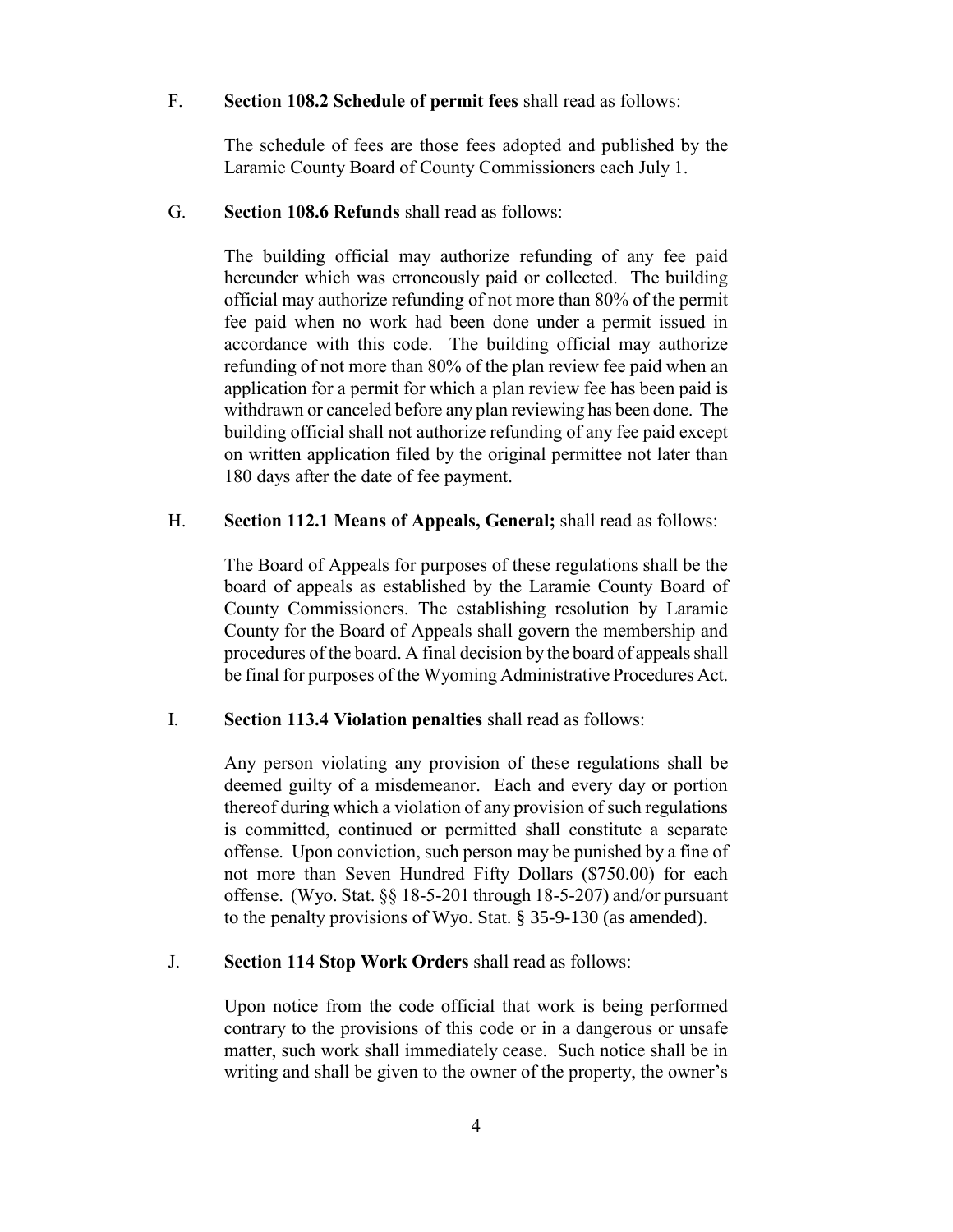F. **Section 108.2 Schedule of permit fees** shall read as follows:

The schedule of fees are those fees adopted and published by the Laramie County Board of County Commissioners each July 1.

G. **Section 108.6 Refunds** shall read as follows:

The building official may authorize refunding of any fee paid hereunder which was erroneously paid or collected. The building official may authorize refunding of not more than 80% of the permit fee paid when no work had been done under a permit issued in accordance with this code. The building official may authorize refunding of not more than 80% of the plan review fee paid when an application for a permit for which a plan review fee has been paid is withdrawn or canceled before any plan reviewing has been done. The building official shall not authorize refunding of any fee paid except on written application filed by the original permittee not later than 180 days after the date of fee payment.

H. **Section 112.1 Means of Appeals, General;** shall read as follows:

The Board of Appeals for purposes of these regulations shall be the board of appeals as established by the Laramie County Board of County Commissioners. The establishing resolution by Laramie County for the Board of Appeals shall govern the membership and procedures of the board. A final decision by the board of appeals shall be final for purposes of the Wyoming Administrative Procedures Act.

I. **Section 113.4 Violation penalties** shall read as follows:

Any person violating any provision of these regulations shall be deemed guilty of a misdemeanor. Each and every day or portion thereof during which a violation of any provision of such regulations is committed, continued or permitted shall constitute a separate offense. Upon conviction, such person may be punished by a fine of not more than Seven Hundred Fifty Dollars ($750.00) for each offense. (Wyo. Stat. §§ 18-5-201 through 18-5-207) and/or pursuant to the penalty provisions of Wyo. Stat. § 35-9-130 (as amended).

J. **Section 114 Stop Work Orders** shall read as follows:

Upon notice from the code official that work is being performed contrary to the provisions of this code or in a dangerous or unsafe matter, such work shall immediately cease. Such notice shall be in writing and shall be given to the owner of the property, the owner's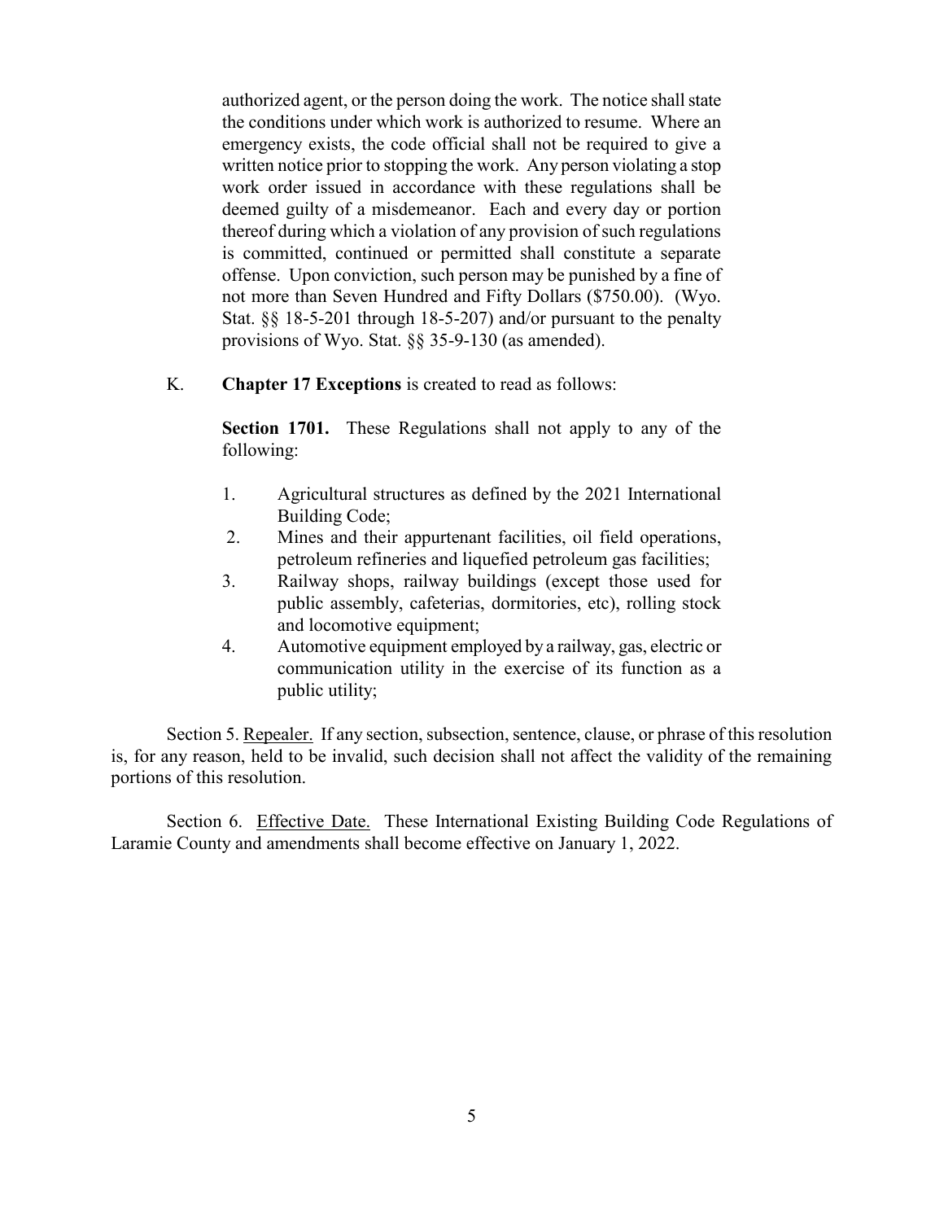authorized agent, or the person doing the work. The notice shall state the conditions under which work is authorized to resume. Where an emergency exists, the code official shall not be required to give a written notice prior to stopping the work. Any person violating a stop work order issued in accordance with these regulations shall be deemed guilty of a misdemeanor. Each and every day or portion thereof during which a violation of any provision of such regulations is committed, continued or permitted shall constitute a separate offense. Upon conviction, such person may be punished by a fine of not more than Seven Hundred and Fifty Dollars ($750.00). (Wyo. Stat. §§ 18-5-201 through 18-5-207) and/or pursuant to the penalty provisions of Wyo. Stat. §§ 35-9-130 (as amended).

K. **Chapter 17 Exceptions** is created to read as follows:

**Section 1701.** These Regulations shall not apply to any of the following:

1. Agricultural structures as defined by the 2021 International Building Code;
2. Mines and their appurtenant facilities, oil field operations, petroleum refineries and liquefied petroleum gas facilities;
3. Railway shops, railway buildings (except those used for public assembly, cafeterias, dormitories, etc), rolling stock and locomotive equipment;
4. Automotive equipment employed by a railway, gas, electric or communication utility in the exercise of its function as a public utility;

Section 5. Repealer. If any section, subsection, sentence, clause, or phrase of this resolution is, for any reason, held to be invalid, such decision shall not affect the validity of the remaining portions of this resolution.

Section 6. Effective Date. These International Existing Building Code Regulations of Laramie County and amendments shall become effective on January 1, 2022.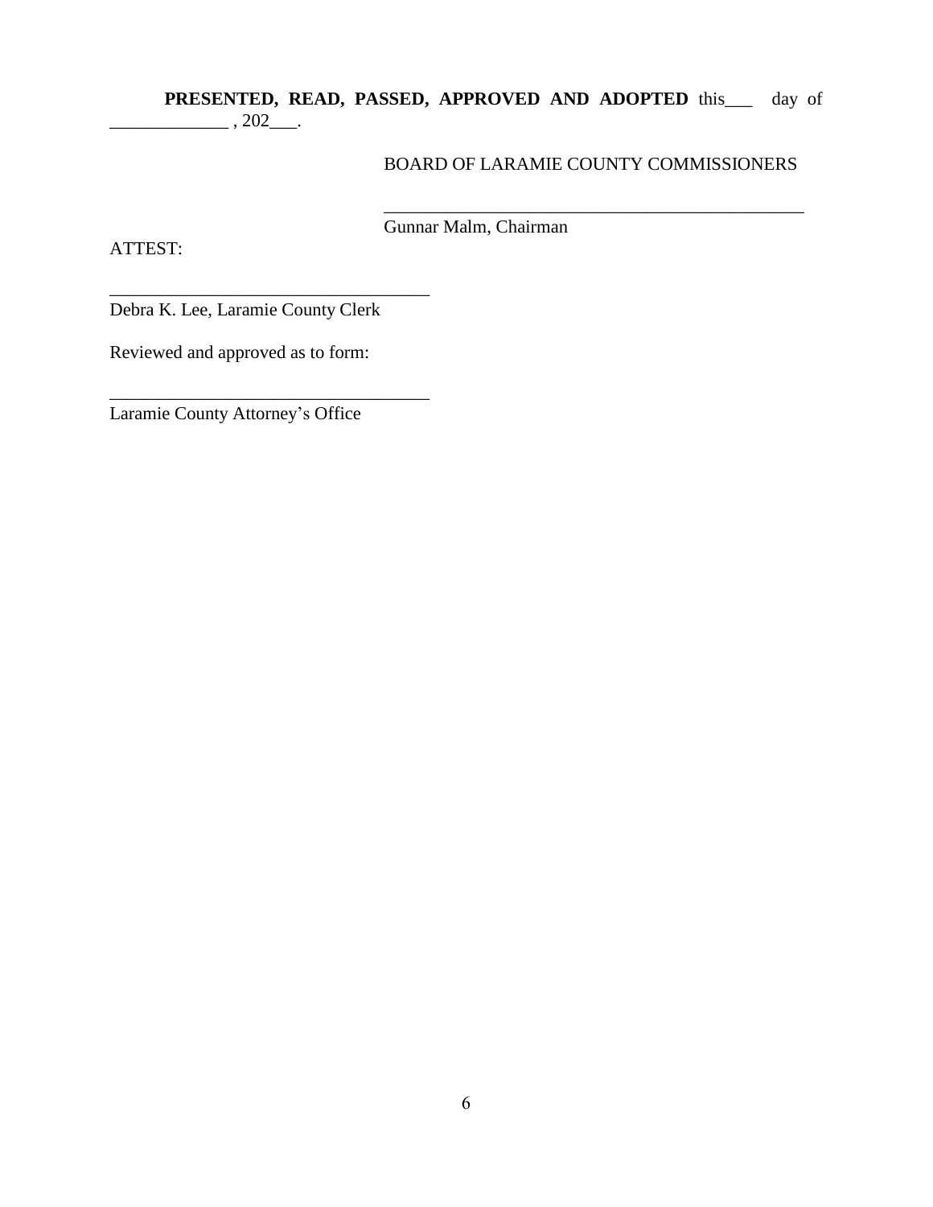**PRESENTED, READ, PASSED, APPROVED AND ADOPTED** this___ day of _____________ , 202___.

BOARD OF LARAMIE COUNTY COMMISSIONERS

_______________________________________________
Gunnar Malm, Chairman

ATTEST:

___________________________________
Debra K. Lee, Laramie County Clerk

Reviewed and approved as to form:

___________________________________
Laramie County Attorney's Office